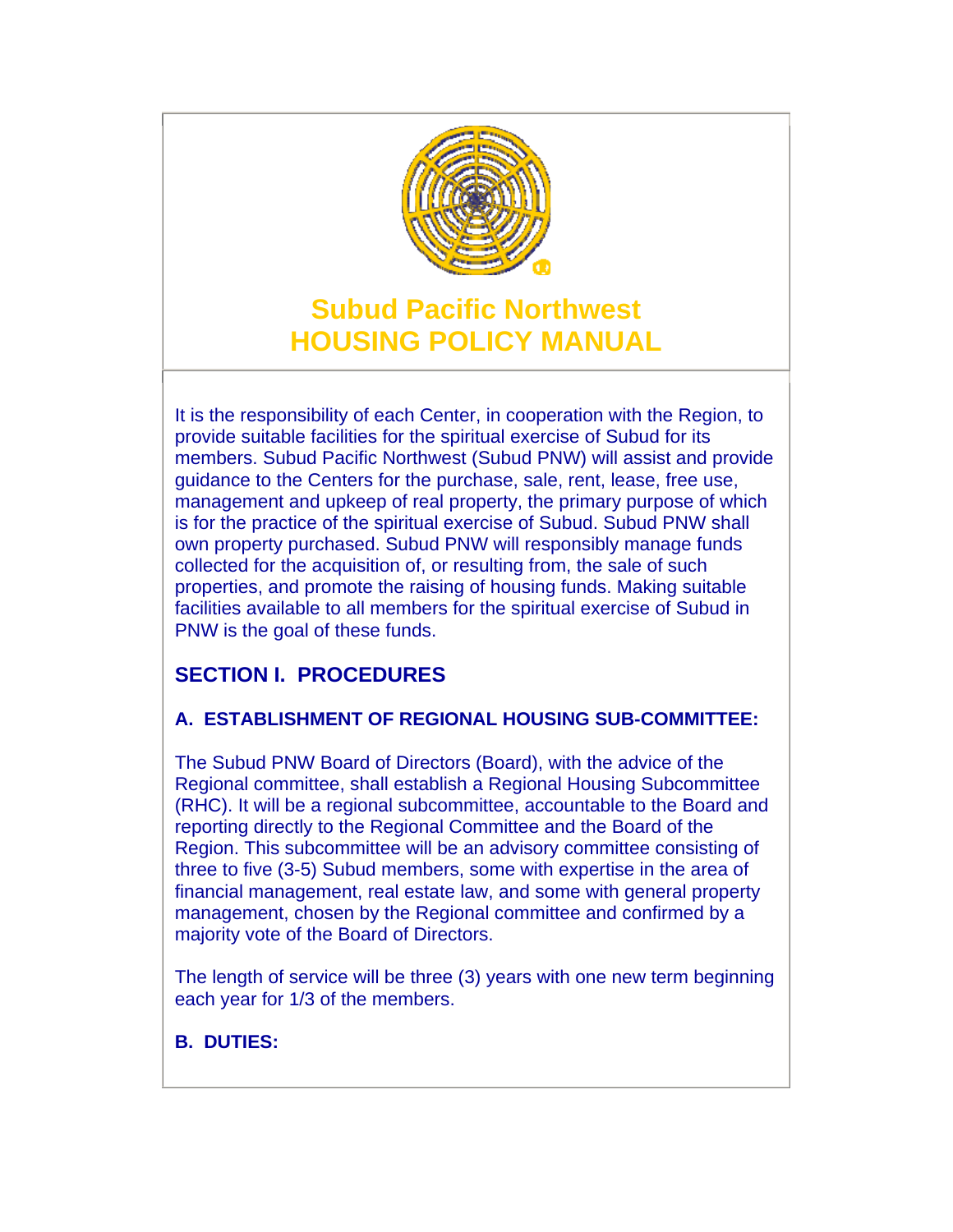# Subud Pacific Northwest
# HOUSING POLICY MANUAL

It is the responsibility of each Center, in cooperation with the Region, to provide suitable facilities for the spiritual exercise of Subud for its members. Subud Pacific Northwest (Subud PNW) will assist and provide guidance to the Centers for the purchase, sale, rent, lease, free use, management and upkeep of real property, the primary purpose of which is for the practice of the spiritual exercise of Subud. Subud PNW shall own property purchased. Subud PNW will responsibly manage funds collected for the acquisition of, or resulting from, the sale of such properties, and promote the raising of housing funds. Making suitable facilities available to all members for the spiritual exercise of Subud in PNW is the goal of these funds.

## SECTION I. PROCEDURES

### A. ESTABLISHMENT OF REGIONAL HOUSING SUB-COMMITTEE:

The Subud PNW Board of Directors (Board), with the advice of the Regional committee, shall establish a Regional Housing Subcommittee (RHC). It will be a regional subcommittee, accountable to the Board and reporting directly to the Regional Committee and the Board of the Region. This subcommittee will be an advisory committee consisting of three to five (3-5) Subud members, some with expertise in the area of financial management, real estate law, and some with general property management, chosen by the Regional committee and confirmed by a majority vote of the Board of Directors.

The length of service will be three (3) years with one new term beginning each year for 1/3 of the members.

### B. DUTIES: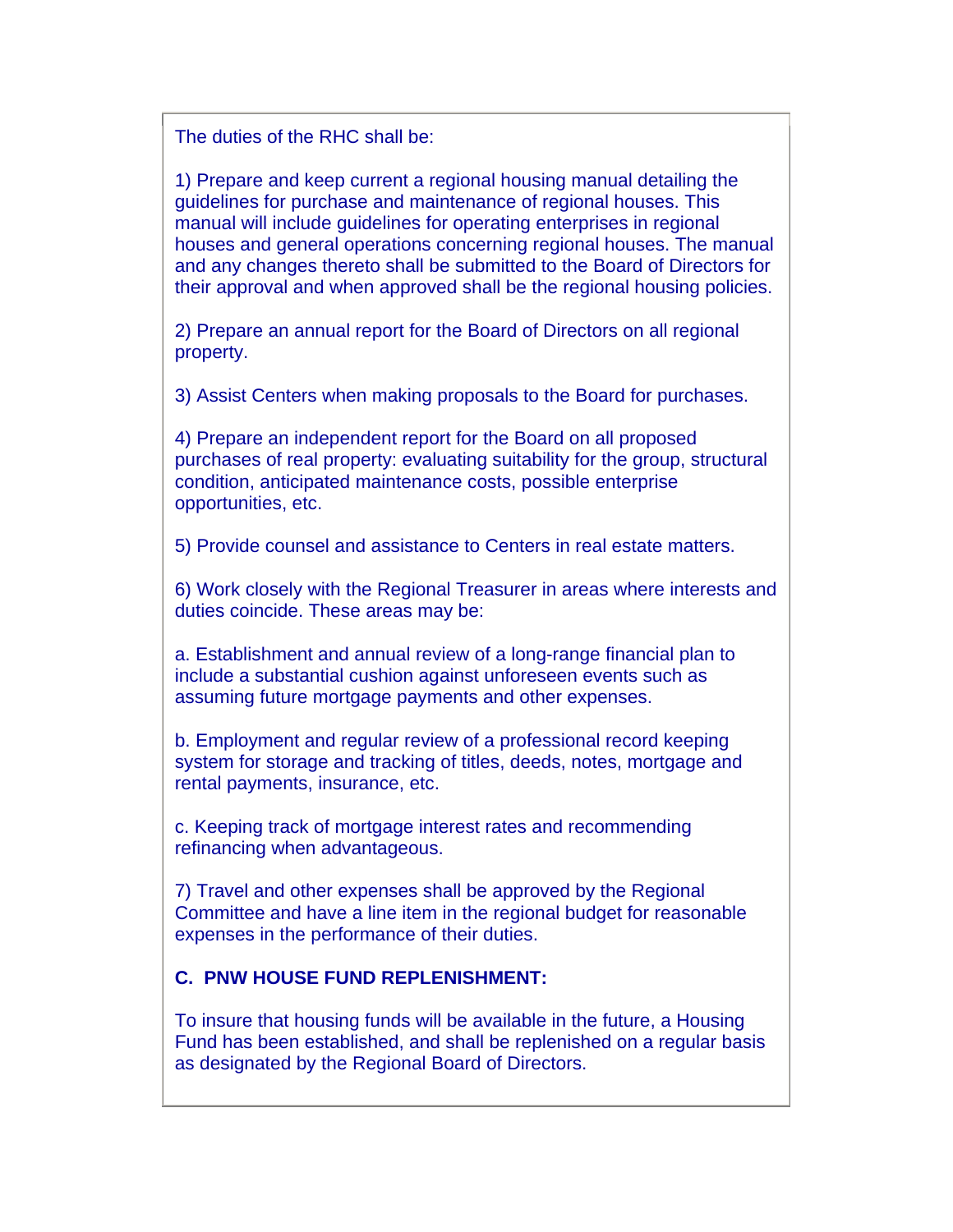The duties of the RHC shall be:

1) Prepare and keep current a regional housing manual detailing the guidelines for purchase and maintenance of regional houses. This manual will include guidelines for operating enterprises in regional houses and general operations concerning regional houses. The manual and any changes thereto shall be submitted to the Board of Directors for their approval and when approved shall be the regional housing policies.

2) Prepare an annual report for the Board of Directors on all regional property.

3) Assist Centers when making proposals to the Board for purchases.

4) Prepare an independent report for the Board on all proposed purchases of real property: evaluating suitability for the group, structural condition, anticipated maintenance costs, possible enterprise opportunities, etc.

5) Provide counsel and assistance to Centers in real estate matters.

6) Work closely with the Regional Treasurer in areas where interests and duties coincide. These areas may be:

a. Establishment and annual review of a long-range financial plan to include a substantial cushion against unforeseen events such as assuming future mortgage payments and other expenses.

b. Employment and regular review of a professional record keeping system for storage and tracking of titles, deeds, notes, mortgage and rental payments, insurance, etc.

c. Keeping track of mortgage interest rates and recommending refinancing when advantageous.

7) Travel and other expenses shall be approved by the Regional Committee and have a line item in the regional budget for reasonable expenses in the performance of their duties.

**C. PNW HOUSE FUND REPLENISHMENT:**

To insure that housing funds will be available in the future, a Housing Fund has been established, and shall be replenished on a regular basis as designated by the Regional Board of Directors.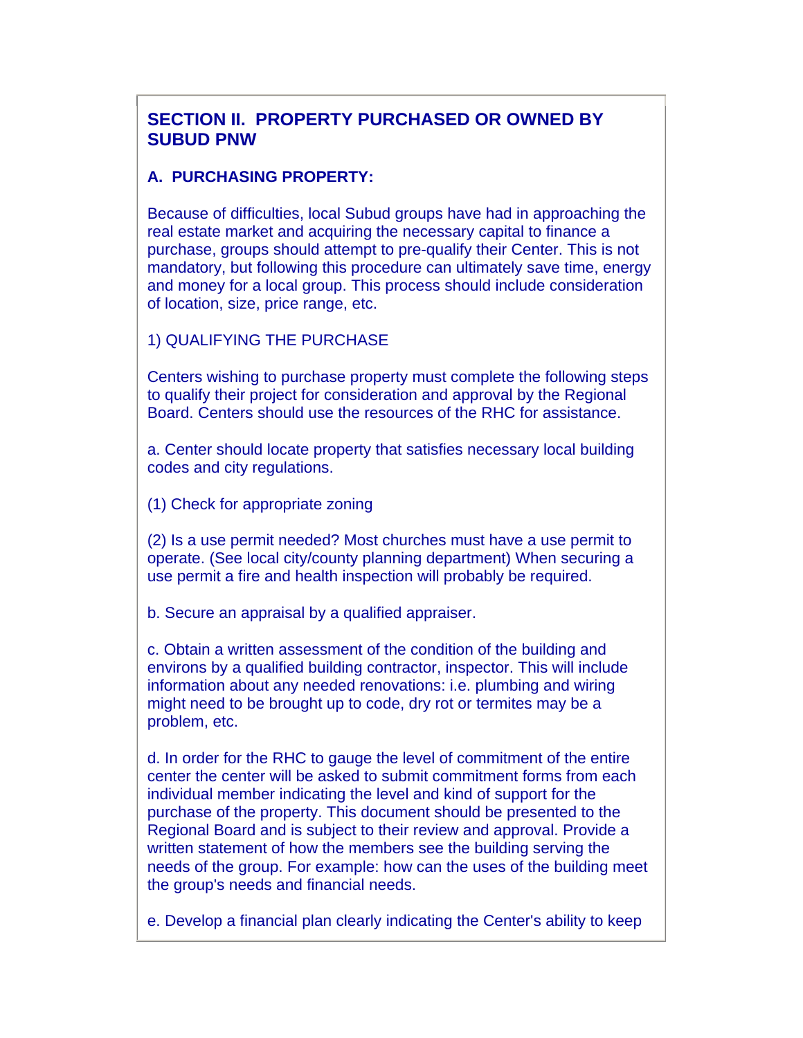## SECTION II. PROPERTY PURCHASED OR OWNED BY SUBUD PNW

### A. PURCHASING PROPERTY:

Because of difficulties, local Subud groups have had in approaching the real estate market and acquiring the necessary capital to finance a purchase, groups should attempt to pre-qualify their Center. This is not mandatory, but following this procedure can ultimately save time, energy and money for a local group. This process should include consideration of location, size, price range, etc.

1) QUALIFYING THE PURCHASE

Centers wishing to purchase property must complete the following steps to qualify their project for consideration and approval by the Regional Board. Centers should use the resources of the RHC for assistance.

a. Center should locate property that satisfies necessary local building codes and city regulations.

(1) Check for appropriate zoning

(2) Is a use permit needed? Most churches must have a use permit to operate. (See local city/county planning department) When securing a use permit a fire and health inspection will probably be required.

b. Secure an appraisal by a qualified appraiser.

c. Obtain a written assessment of the condition of the building and environs by a qualified building contractor, inspector. This will include information about any needed renovations: i.e. plumbing and wiring might need to be brought up to code, dry rot or termites may be a problem, etc.

d. In order for the RHC to gauge the level of commitment of the entire center the center will be asked to submit commitment forms from each individual member indicating the level and kind of support for the purchase of the property. This document should be presented to the Regional Board and is subject to their review and approval. Provide a written statement of how the members see the building serving the needs of the group. For example: how can the uses of the building meet the group's needs and financial needs.

e. Develop a financial plan clearly indicating the Center's ability to keep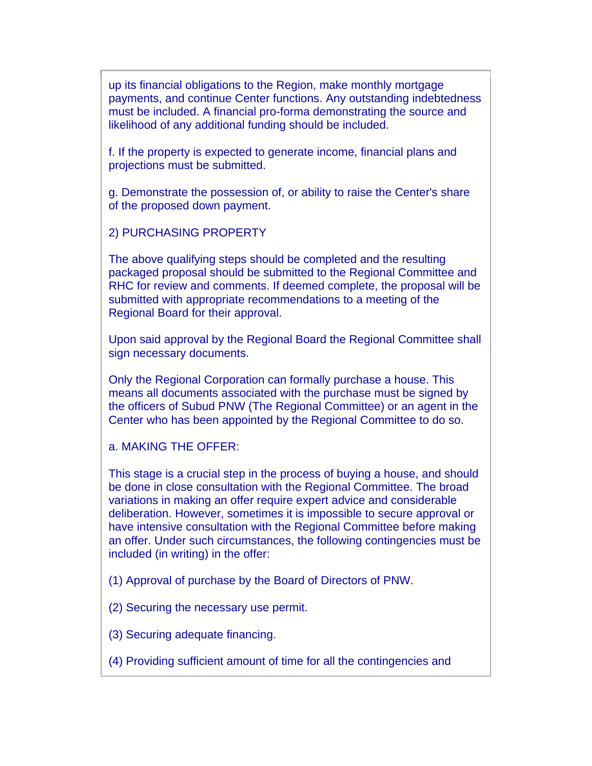up its financial obligations to the Region, make monthly mortgage payments, and continue Center functions. Any outstanding indebtedness must be included. A financial pro-forma demonstrating the source and likelihood of any additional funding should be included.

f. If the property is expected to generate income, financial plans and projections must be submitted.

g. Demonstrate the possession of, or ability to raise the Center's share of the proposed down payment.

2) PURCHASING PROPERTY

The above qualifying steps should be completed and the resulting packaged proposal should be submitted to the Regional Committee and RHC for review and comments. If deemed complete, the proposal will be submitted with appropriate recommendations to a meeting of the Regional Board for their approval.

Upon said approval by the Regional Board the Regional Committee shall sign necessary documents.

Only the Regional Corporation can formally purchase a house. This means all documents associated with the purchase must be signed by the officers of Subud PNW (The Regional Committee) or an agent in the Center who has been appointed by the Regional Committee to do so.

a. MAKING THE OFFER:

This stage is a crucial step in the process of buying a house, and should be done in close consultation with the Regional Committee. The broad variations in making an offer require expert advice and considerable deliberation. However, sometimes it is impossible to secure approval or have intensive consultation with the Regional Committee before making an offer. Under such circumstances, the following contingencies must be included (in writing) in the offer:

(1) Approval of purchase by the Board of Directors of PNW.

(2) Securing the necessary use permit.

(3) Securing adequate financing.

(4) Providing sufficient amount of time for all the contingencies and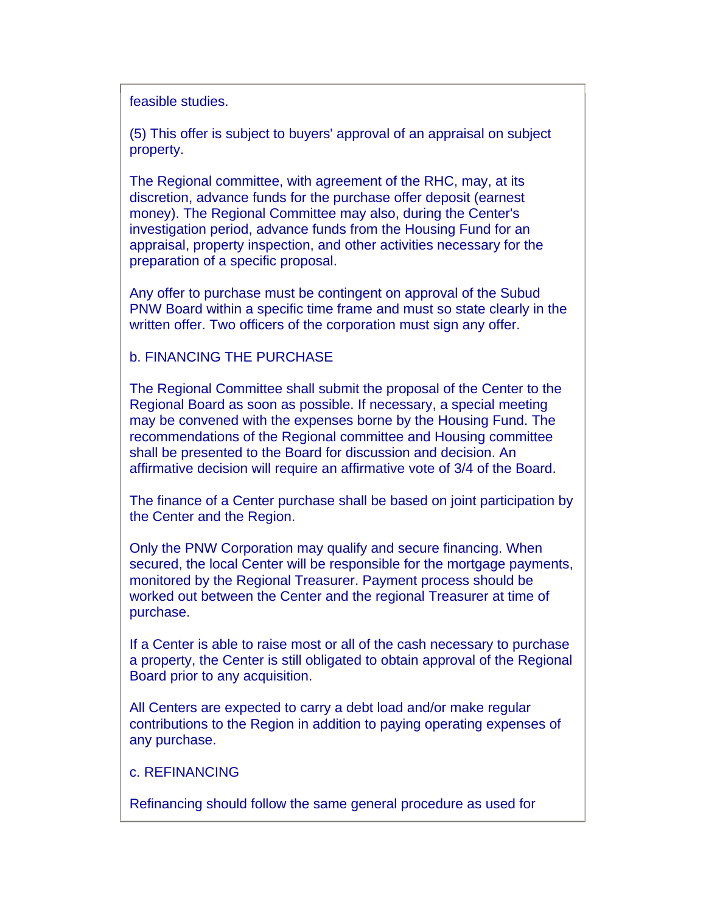feasible studies.

(5) This offer is subject to buyers' approval of an appraisal on subject property.

The Regional committee, with agreement of the RHC, may, at its discretion, advance funds for the purchase offer deposit (earnest money). The Regional Committee may also, during the Center's investigation period, advance funds from the Housing Fund for an appraisal, property inspection, and other activities necessary for the preparation of a specific proposal.

Any offer to purchase must be contingent on approval of the Subud PNW Board within a specific time frame and must so state clearly in the written offer. Two officers of the corporation must sign any offer.

b. FINANCING THE PURCHASE

The Regional Committee shall submit the proposal of the Center to the Regional Board as soon as possible. If necessary, a special meeting may be convened with the expenses borne by the Housing Fund. The recommendations of the Regional committee and Housing committee shall be presented to the Board for discussion and decision. An affirmative decision will require an affirmative vote of 3/4 of the Board.

The finance of a Center purchase shall be based on joint participation by the Center and the Region.

Only the PNW Corporation may qualify and secure financing. When secured, the local Center will be responsible for the mortgage payments, monitored by the Regional Treasurer. Payment process should be worked out between the Center and the regional Treasurer at time of purchase.

If a Center is able to raise most or all of the cash necessary to purchase a property, the Center is still obligated to obtain approval of the Regional Board prior to any acquisition.

All Centers are expected to carry a debt load and/or make regular contributions to the Region in addition to paying operating expenses of any purchase.

c. REFINANCING

Refinancing should follow the same general procedure as used for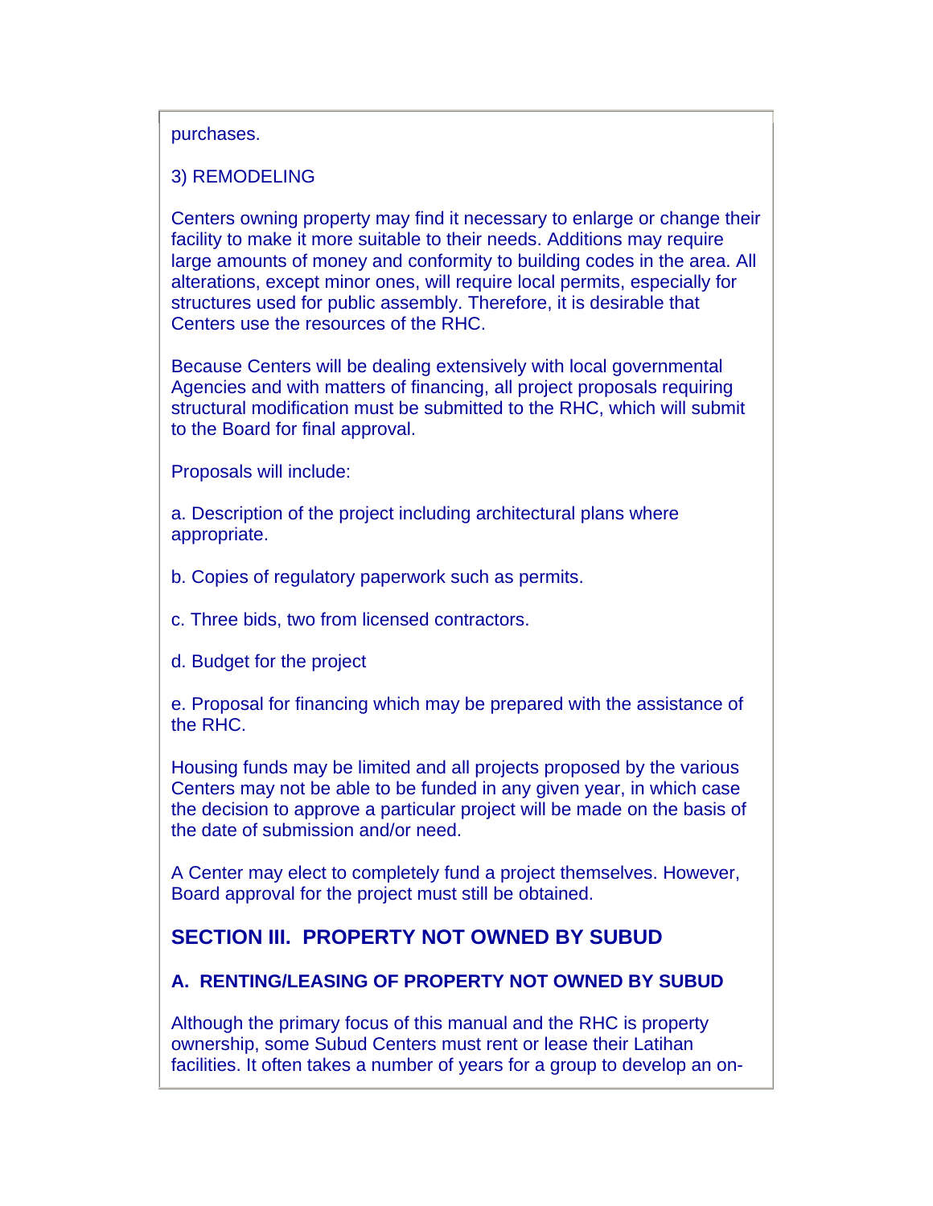purchases.

3) REMODELING

Centers owning property may find it necessary to enlarge or change their facility to make it more suitable to their needs. Additions may require large amounts of money and conformity to building codes in the area. All alterations, except minor ones, will require local permits, especially for structures used for public assembly. Therefore, it is desirable that Centers use the resources of the RHC.

Because Centers will be dealing extensively with local governmental Agencies and with matters of financing, all project proposals requiring structural modification must be submitted to the RHC, which will submit to the Board for final approval.

Proposals will include:

a. Description of the project including architectural plans where appropriate.

b. Copies of regulatory paperwork such as permits.

c. Three bids, two from licensed contractors.

d. Budget for the project

e. Proposal for financing which may be prepared with the assistance of the RHC.

Housing funds may be limited and all projects proposed by the various Centers may not be able to be funded in any given year, in which case the decision to approve a particular project will be made on the basis of the date of submission and/or need.

A Center may elect to completely fund a project themselves. However, Board approval for the project must still be obtained.

## SECTION III. PROPERTY NOT OWNED BY SUBUD

### A. RENTING/LEASING OF PROPERTY NOT OWNED BY SUBUD

Although the primary focus of this manual and the RHC is property ownership, some Subud Centers must rent or lease their Latihan facilities. It often takes a number of years for a group to develop an on-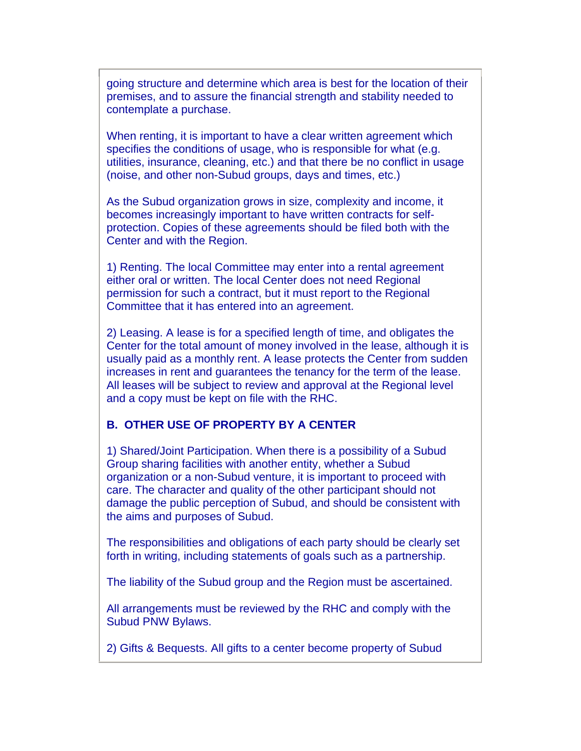going structure and determine which area is best for the location of their premises, and to assure the financial strength and stability needed to contemplate a purchase.

When renting, it is important to have a clear written agreement which specifies the conditions of usage, who is responsible for what (e.g. utilities, insurance, cleaning, etc.) and that there be no conflict in usage (noise, and other non-Subud groups, days and times, etc.)

As the Subud organization grows in size, complexity and income, it becomes increasingly important to have written contracts for self-protection. Copies of these agreements should be filed both with the Center and with the Region.

1) Renting. The local Committee may enter into a rental agreement either oral or written. The local Center does not need Regional permission for such a contract, but it must report to the Regional Committee that it has entered into an agreement.

2) Leasing. A lease is for a specified length of time, and obligates the Center for the total amount of money involved in the lease, although it is usually paid as a monthly rent. A lease protects the Center from sudden increases in rent and guarantees the tenancy for the term of the lease. All leases will be subject to review and approval at the Regional level and a copy must be kept on file with the RHC.

**B. OTHER USE OF PROPERTY BY A CENTER**

1) Shared/Joint Participation. When there is a possibility of a Subud Group sharing facilities with another entity, whether a Subud organization or a non-Subud venture, it is important to proceed with care. The character and quality of the other participant should not damage the public perception of Subud, and should be consistent with the aims and purposes of Subud.

The responsibilities and obligations of each party should be clearly set forth in writing, including statements of goals such as a partnership.

The liability of the Subud group and the Region must be ascertained.

All arrangements must be reviewed by the RHC and comply with the Subud PNW Bylaws.

2) Gifts & Bequests. All gifts to a center become property of Subud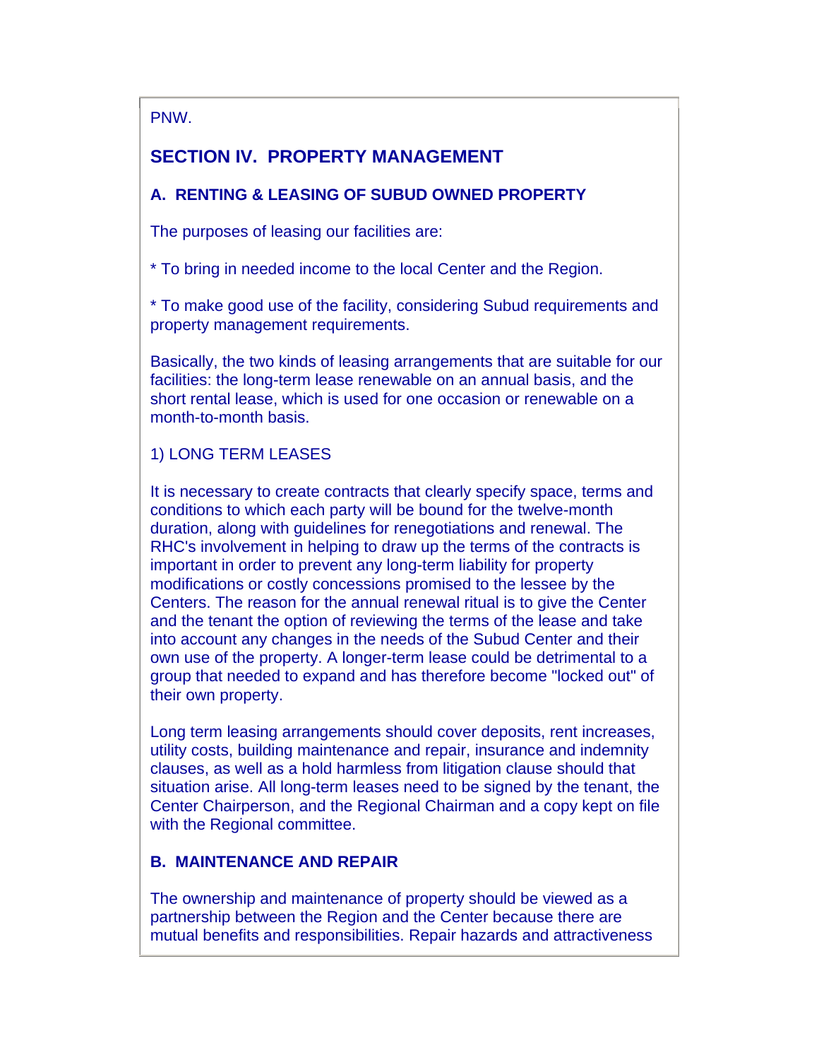PNW.

## SECTION IV. PROPERTY MANAGEMENT

### A. RENTING & LEASING OF SUBUD OWNED PROPERTY

The purposes of leasing our facilities are:

* To bring in needed income to the local Center and the Region.

* To make good use of the facility, considering Subud requirements and property management requirements.

Basically, the two kinds of leasing arrangements that are suitable for our facilities: the long-term lease renewable on an annual basis, and the short rental lease, which is used for one occasion or renewable on a month-to-month basis.

1) LONG TERM LEASES

It is necessary to create contracts that clearly specify space, terms and conditions to which each party will be bound for the twelve-month duration, along with guidelines for renegotiations and renewal. The RHC's involvement in helping to draw up the terms of the contracts is important in order to prevent any long-term liability for property modifications or costly concessions promised to the lessee by the Centers. The reason for the annual renewal ritual is to give the Center and the tenant the option of reviewing the terms of the lease and take into account any changes in the needs of the Subud Center and their own use of the property. A longer-term lease could be detrimental to a group that needed to expand and has therefore become "locked out" of their own property.

Long term leasing arrangements should cover deposits, rent increases, utility costs, building maintenance and repair, insurance and indemnity clauses, as well as a hold harmless from litigation clause should that situation arise. All long-term leases need to be signed by the tenant, the Center Chairperson, and the Regional Chairman and a copy kept on file with the Regional committee.

### B. MAINTENANCE AND REPAIR

The ownership and maintenance of property should be viewed as a partnership between the Region and the Center because there are mutual benefits and responsibilities. Repair hazards and attractiveness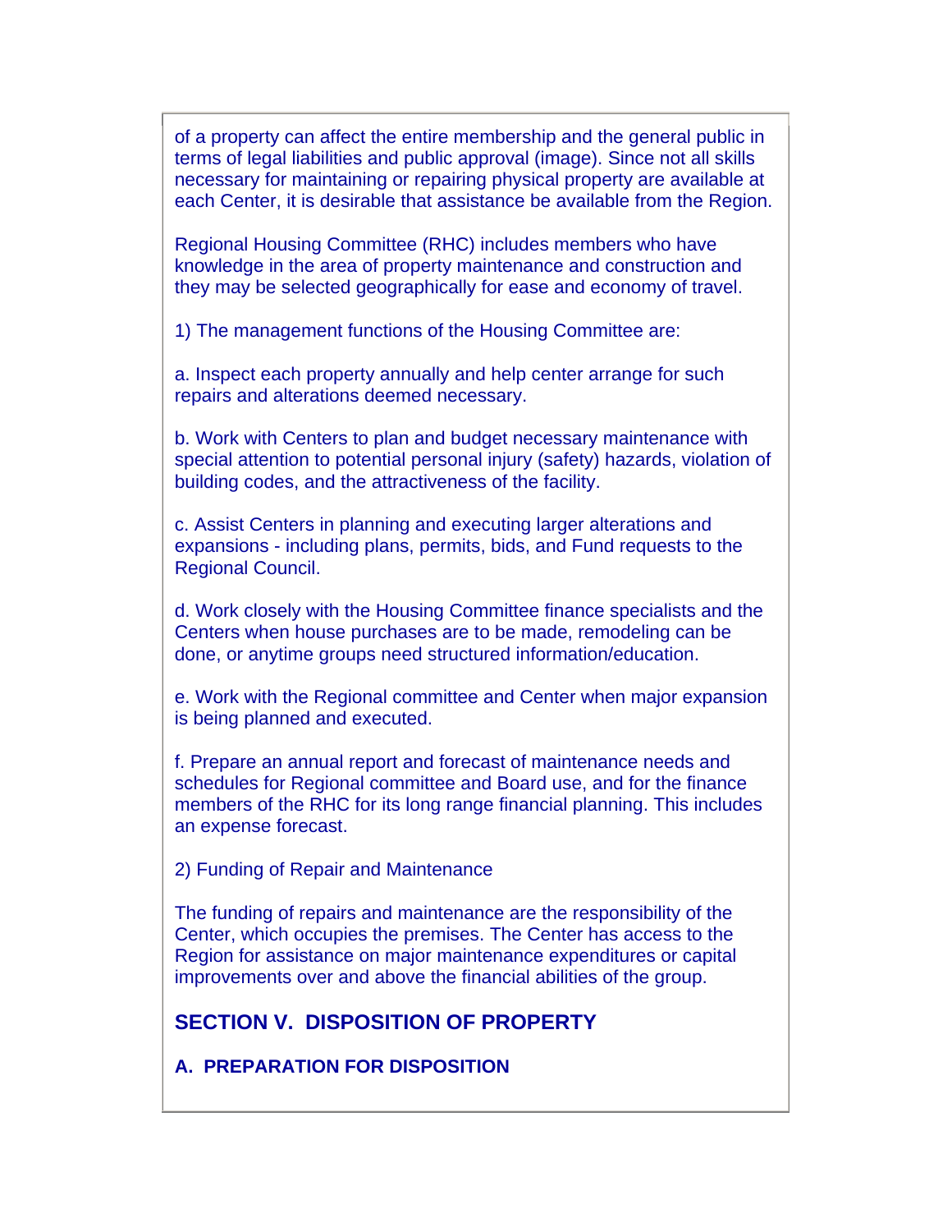of a property can affect the entire membership and the general public in terms of legal liabilities and public approval (image). Since not all skills necessary for maintaining or repairing physical property are available at each Center, it is desirable that assistance be available from the Region.

Regional Housing Committee (RHC) includes members who have knowledge in the area of property maintenance and construction and they may be selected geographically for ease and economy of travel.

1) The management functions of the Housing Committee are:

a. Inspect each property annually and help center arrange for such repairs and alterations deemed necessary.

b. Work with Centers to plan and budget necessary maintenance with special attention to potential personal injury (safety) hazards, violation of building codes, and the attractiveness of the facility.

c. Assist Centers in planning and executing larger alterations and expansions - including plans, permits, bids, and Fund requests to the Regional Council.

d. Work closely with the Housing Committee finance specialists and the Centers when house purchases are to be made, remodeling can be done, or anytime groups need structured information/education.

e. Work with the Regional committee and Center when major expansion is being planned and executed.

f. Prepare an annual report and forecast of maintenance needs and schedules for Regional committee and Board use, and for the finance members of the RHC for its long range financial planning. This includes an expense forecast.

2) Funding of Repair and Maintenance

The funding of repairs and maintenance are the responsibility of the Center, which occupies the premises. The Center has access to the Region for assistance on major maintenance expenditures or capital improvements over and above the financial abilities of the group.

## SECTION V. DISPOSITION OF PROPERTY

### A. PREPARATION FOR DISPOSITION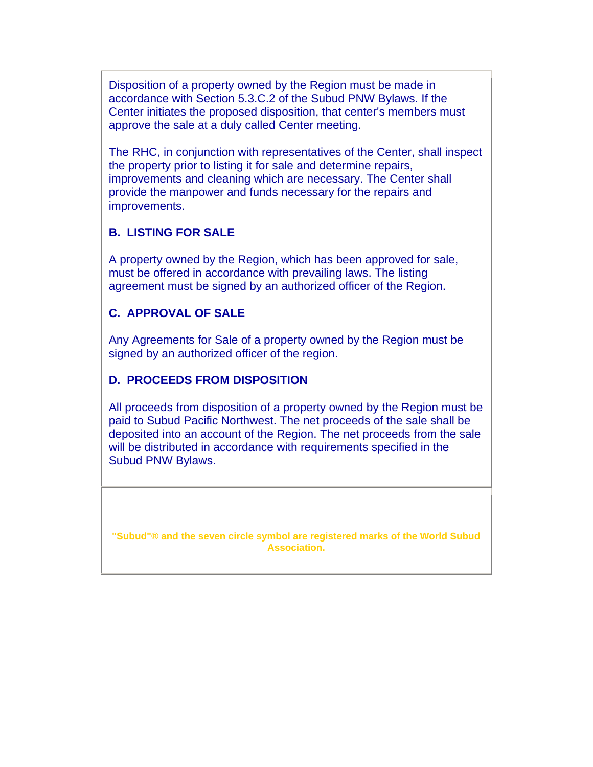Disposition of a property owned by the Region must be made in accordance with Section 5.3.C.2 of the Subud PNW Bylaws. If the Center initiates the proposed disposition, that center's members must approve the sale at a duly called Center meeting.

The RHC, in conjunction with representatives of the Center, shall inspect the property prior to listing it for sale and determine repairs, improvements and cleaning which are necessary. The Center shall provide the manpower and funds necessary for the repairs and improvements.

### B. LISTING FOR SALE

A property owned by the Region, which has been approved for sale, must be offered in accordance with prevailing laws. The listing agreement must be signed by an authorized officer of the Region.

### C. APPROVAL OF SALE

Any Agreements for Sale of a property owned by the Region must be signed by an authorized officer of the region.

### D. PROCEEDS FROM DISPOSITION

All proceeds from disposition of a property owned by the Region must be paid to Subud Pacific Northwest. The net proceeds of the sale shall be deposited into an account of the Region. The net proceeds from the sale will be distributed in accordance with requirements specified in the Subud PNW Bylaws.

**"Subud"® and the seven circle symbol are registered marks of the World Subud Association.**